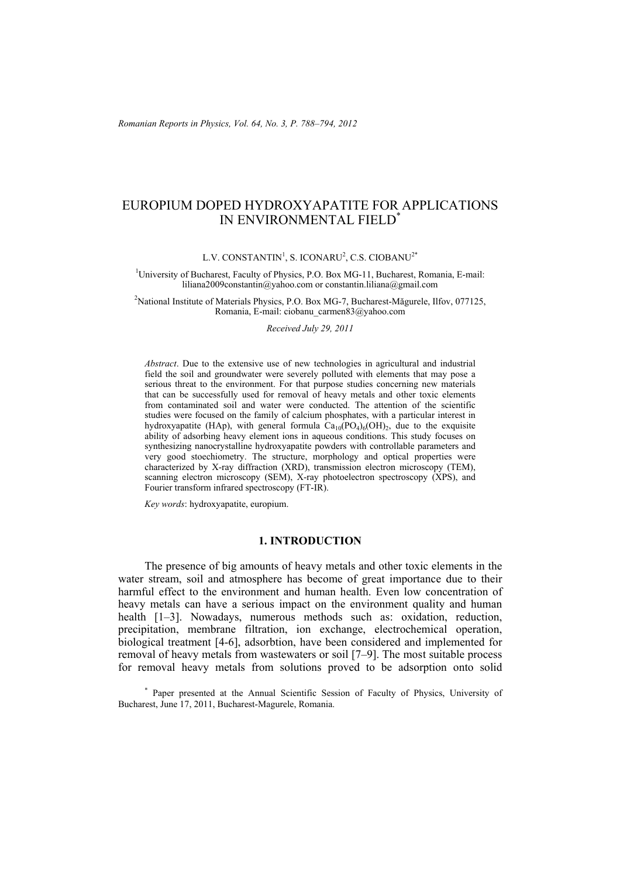# EUROPIUM DOPED HYDROXYAPATITE FOR APPLICATIONS IN ENVIRONMENTAL FIELD*

L.V. CONSTANTIN[1], S. ICONARU[2], C.S. CIOBANU[2*]

[1]University of Bucharest, Faculty of Physics, P.O. Box MG-11, Bucharest, Romania, E-mail: liliana2009constantin@yahoo.com or constantin.liliana@gmail.com

[2]National Institute of Materials Physics, P.O. Box MG-7, Bucharest-Măgurele, Ilfov, 077125, Romania, E-mail: ciobanu_carmen83@yahoo.com

*Received July 29, 2011*

*Abstract*. Due to the extensive use of new technologies in agricultural and industrial field the soil and groundwater were severely polluted with elements that may pose a serious threat to the environment. For that purpose studies concerning new materials that can be successfully used for removal of heavy metals and other toxic elements from contaminated soil and water were conducted. The attention of the scientific studies were focused on the family of calcium phosphates, with a particular interest in hydroxyapatite (HAp), with general formula $Ca_{10}(PO_4)_6(OH)_2$, due to the exquisite ability of adsorbing heavy element ions in aqueous conditions. This study focuses on synthesizing nanocrystalline hydroxyapatite powders with controllable parameters and very good stoechiometry. The structure, morphology and optical properties were characterized by X-ray diffraction (XRD), transmission electron microscopy (TEM), scanning electron microscopy (SEM), X-ray photoelectron spectroscopy (XPS), and Fourier transform infrared spectroscopy (FT-IR).

*Key words*: hydroxyapatite, europium.

## 1. INTRODUCTION

The presence of big amounts of heavy metals and other toxic elements in the water stream, soil and atmosphere has become of great importance due to their harmful effect to the environment and human health. Even low concentration of heavy metals can have a serious impact on the environment quality and human health [1–3]. Nowadays, numerous methods such as: oxidation, reduction, precipitation, membrane filtration, ion exchange, electrochemical operation, biological treatment [4-6], adsorbtion, have been considered and implemented for removal of heavy metals from wastewaters or soil [7–9]. The most suitable process for removal heavy metals from solutions proved to be adsorption onto solid

* Paper presented at the Annual Scientific Session of Faculty of Physics, University of Bucharest, June 17, 2011, Bucharest-Magurele, Romania.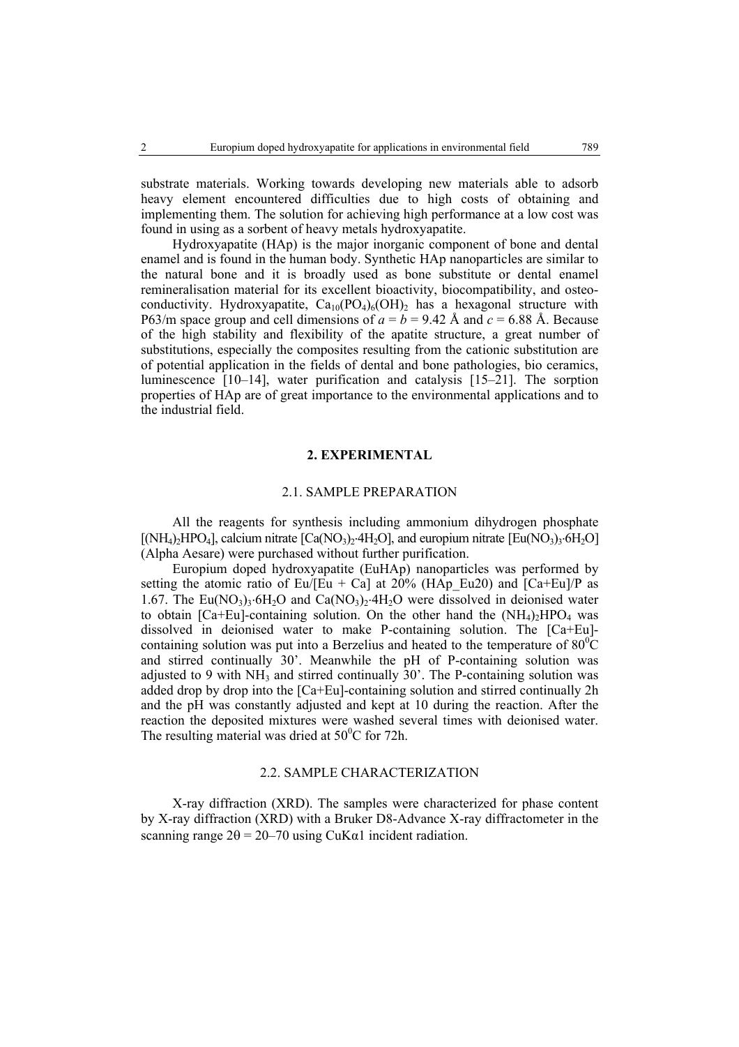substrate materials. Working towards developing new materials able to adsorb heavy element encountered difficulties due to high costs of obtaining and implementing them. The solution for achieving high performance at a low cost was found in using as a sorbent of heavy metals hydroxyapatite.

Hydroxyapatite (HAp) is the major inorganic component of bone and dental enamel and is found in the human body. Synthetic HAp nanoparticles are similar to the natural bone and it is broadly used as bone substitute or dental enamel remineralisation material for its excellent bioactivity, biocompatibility, and osteo-conductivity. Hydroxyapatite, $Ca_{10}(PO_4)_6(OH)_2$ has a hexagonal structure with P63/m space group and cell dimensions of $a = b = 9.42$ Å and $c = 6.88$ Å. Because of the high stability and flexibility of the apatite structure, a great number of substitutions, especially the composites resulting from the cationic substitution are of potential application in the fields of dental and bone pathologies, bio ceramics, luminescence [10–14], water purification and catalysis [15–21]. The sorption properties of HAp are of great importance to the environmental applications and to the industrial field.

## 2. EXPERIMENTAL

### 2.1. SAMPLE PREPARATION

All the reagents for synthesis including ammonium dihydrogen phosphate [$(NH_4)_2HPO_4$], calcium nitrate [$Ca(NO_3)_2 \cdot 4H_2O$], and europium nitrate [$Eu(NO_3)_3 \cdot 6H_2O$] (Alpha Aesare) were purchased without further purification.

Europium doped hydroxyapatite (EuHAp) nanoparticles was performed by setting the atomic ratio of Eu/[Eu + Ca] at 20% (HAp_Eu20) and [Ca+Eu]/P as 1.67. The $Eu(NO_3)_3 \cdot 6H_2O$ and $Ca(NO_3)_2 \cdot 4H_2O$ were dissolved in deionised water to obtain [Ca+Eu]-containing solution. On the other hand the $(NH_4)_2HPO_4$ was dissolved in deionised water to make P-containing solution. The [Ca+Eu]-containing solution was put into a Berzelius and heated to the temperature of $80^0$C and stirred continually 30'. Meanwhile the pH of P-containing solution was adjusted to 9 with $NH_3$ and stirred continually 30'. The P-containing solution was added drop by drop into the [Ca+Eu]-containing solution and stirred continually 2h and the pH was constantly adjusted and kept at 10 during the reaction. After the reaction the deposited mixtures were washed several times with deionised water. The resulting material was dried at $50^0$C for 72h.

### 2.2. SAMPLE CHARACTERIZATION

X-ray diffraction (XRD). The samples were characterized for phase content by X-ray diffraction (XRD) with a Bruker D8-Advance X-ray diffractometer in the scanning range $2\theta = 20–70$ using CuK$\alpha$1 incident radiation.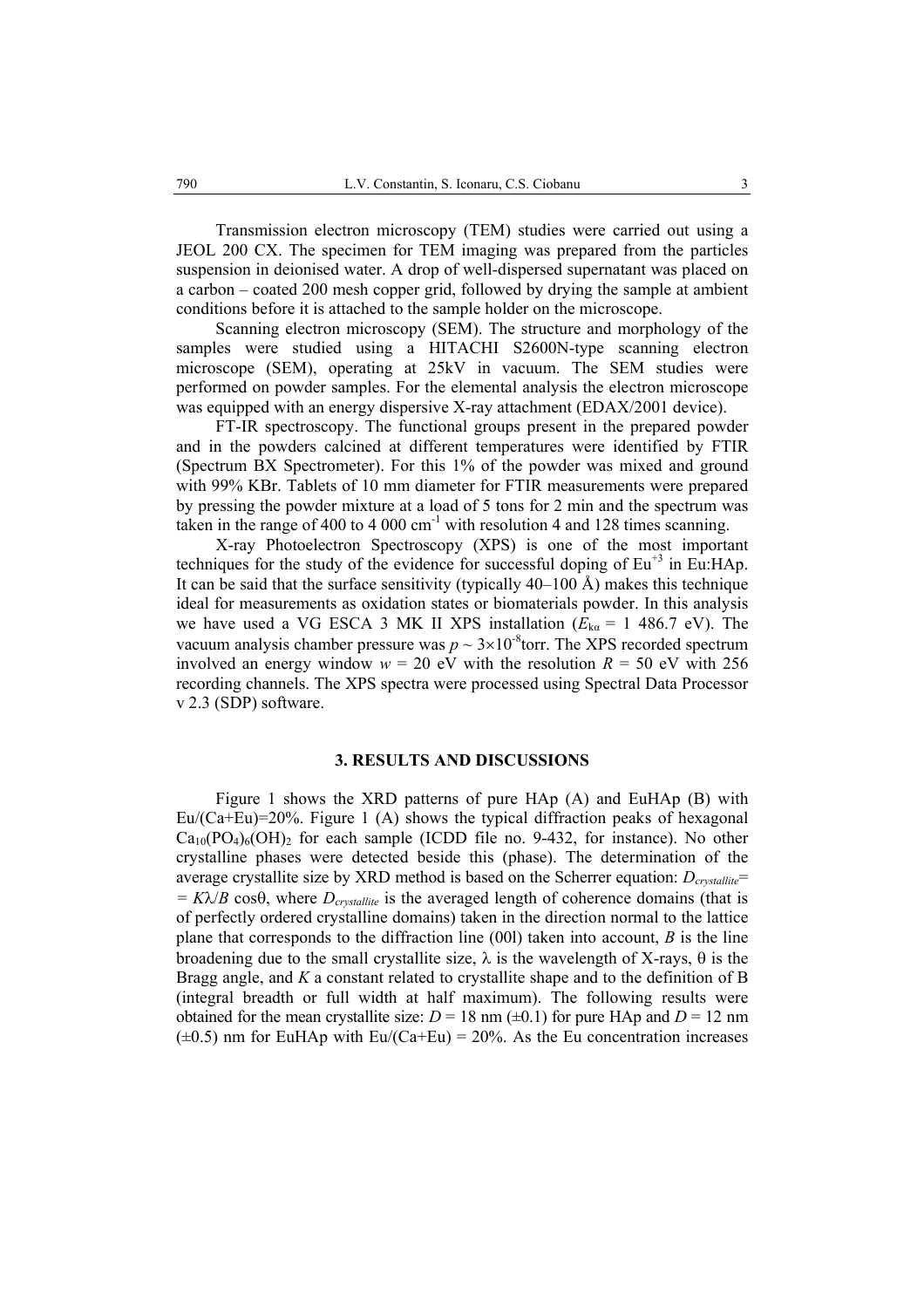Transmission electron microscopy (TEM) studies were carried out using a JEOL 200 CX. The specimen for TEM imaging was prepared from the particles suspension in deionised water. A drop of well-dispersed supernatant was placed on a carbon – coated 200 mesh copper grid, followed by drying the sample at ambient conditions before it is attached to the sample holder on the microscope.

Scanning electron microscopy (SEM). The structure and morphology of the samples were studied using a HITACHI S2600N-type scanning electron microscope (SEM), operating at 25kV in vacuum. The SEM studies were performed on powder samples. For the elemental analysis the electron microscope was equipped with an energy dispersive X-ray attachment (EDAX/2001 device).

FT-IR spectroscopy. The functional groups present in the prepared powder and in the powders calcined at different temperatures were identified by FTIR (Spectrum BX Spectrometer). For this 1% of the powder was mixed and ground with 99% KBr. Tablets of 10 mm diameter for FTIR measurements were prepared by pressing the powder mixture at a load of 5 tons for 2 min and the spectrum was taken in the range of 400 to 4 000 $cm^{-1}$ with resolution 4 and 128 times scanning.

X-ray Photoelectron Spectroscopy (XPS) is one of the most important techniques for the study of the evidence for successful doping of $Eu^{+3}$ in Eu:HAp. It can be said that the surface sensitivity (typically 40–100 Å) makes this technique ideal for measurements as oxidation states or biomaterials powder. In this analysis we have used a VG ESCA 3 MK II XPS installation ($E_{k\alpha}$ = 1 486.7 eV). The vacuum analysis chamber pressure was $p \sim 3\times10^{-8}$torr. The XPS recorded spectrum involved an energy window $w$ = 20 eV with the resolution $R$ = 50 eV with 256 recording channels. The XPS spectra were processed using Spectral Data Processor v 2.3 (SDP) software.

## 3. RESULTS AND DISCUSSIONS

Figure 1 shows the XRD patterns of pure HAp (A) and EuHAp (B) with Eu/(Ca+Eu)=20%. Figure 1 (A) shows the typical diffraction peaks of hexagonal $Ca_{10}(PO_4)_6(OH)_2$ for each sample (ICDD file no. 9-432, for instance). No other crystalline phases were detected beside this (phase). The determination of the average crystallite size by XRD method is based on the Scherrer equation: $D_{crystallite} = K\lambda/B \cos\theta$, where $D_{crystallite}$ is the averaged length of coherence domains (that is of perfectly ordered crystalline domains) taken in the direction normal to the lattice plane that corresponds to the diffraction line (00l) taken into account, $B$ is the line broadening due to the small crystallite size, $\lambda$ is the wavelength of X-rays, $\theta$ is the Bragg angle, and $K$ a constant related to crystallite shape and to the definition of B (integral breadth or full width at half maximum). The following results were obtained for the mean crystallite size: $D$ = 18 nm (±0.1) for pure HAp and $D$ = 12 nm (±0.5) nm for EuHAp with Eu/(Ca+Eu) = 20%. As the Eu concentration increases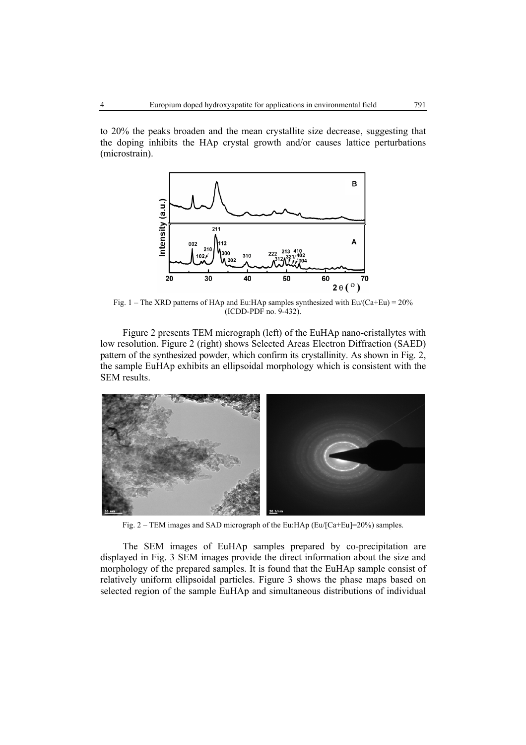to 20% the peaks broaden and the mean crystallite size decrease, suggesting that the doping inhibits the HAp crystal growth and/or causes lattice perturbations (microstrain).

Fig. 1 – The XRD patterns of HAp and Eu:HAp samples synthesized with Eu/(Ca+Eu) = 20% (ICDD-PDF no. 9-432).

Figure 2 presents TEM micrograph (left) of the EuHAp nano-cristallytes with low resolution. Figure 2 (right) shows Selected Areas Electron Diffraction (SAED) pattern of the synthesized powder, which confirm its crystallinity. As shown in Fig. 2, the sample EuHAp exhibits an ellipsoidal morphology which is consistent with the SEM results.

Fig. 2 – TEM images and SAD micrograph of the Eu:HAp (Eu/[Ca+Eu]=20%) samples.

The SEM images of EuHAp samples prepared by co-precipitation are displayed in Fig. 3 SEM images provide the direct information about the size and morphology of the prepared samples. It is found that the EuHAp sample consist of relatively uniform ellipsoidal particles. Figure 3 shows the phase maps based on selected region of the sample EuHAp and simultaneous distributions of individual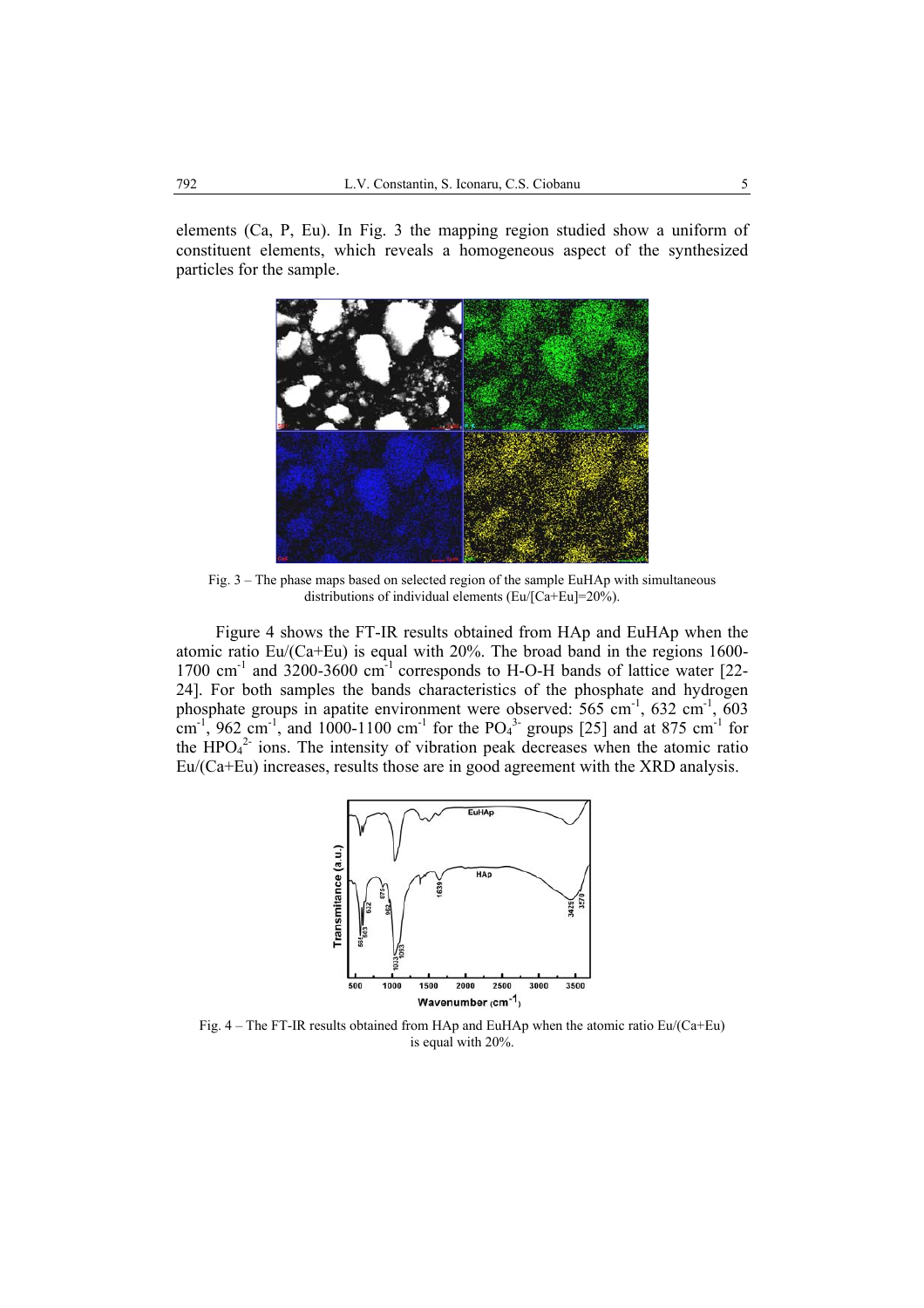elements (Ca, P, Eu). In Fig. 3 the mapping region studied show a uniform of constituent elements, which reveals a homogeneous aspect of the synthesized particles for the sample.

Fig. 3 – The phase maps based on selected region of the sample EuHAp with simultaneous distributions of individual elements (Eu/[Ca+Eu]=20%).

Figure 4 shows the FT-IR results obtained from HAp and EuHAp when the atomic ratio Eu/(Ca+Eu) is equal with 20%. The broad band in the regions 1600-1700 $cm^{-1}$ and 3200-3600 $cm^{-1}$ corresponds to H-O-H bands of lattice water [22-24]. For both samples the bands characteristics of the phosphate and hydrogen phosphate groups in apatite environment were observed: 565 $cm^{-1}$, 632 $cm^{-1}$, 603 $cm^{-1}$, 962 $cm^{-1}$, and 1000-1100 $cm^{-1}$ for the $PO_4^{3-}$ groups [25] and at 875 $cm^{-1}$ for the $HPO_4^{2-}$ ions. The intensity of vibration peak decreases when the atomic ratio Eu/(Ca+Eu) increases, results those are in good agreement with the XRD analysis.

Fig. 4 – The FT-IR results obtained from HAp and EuHAp when the atomic ratio Eu/(Ca+Eu) is equal with 20%.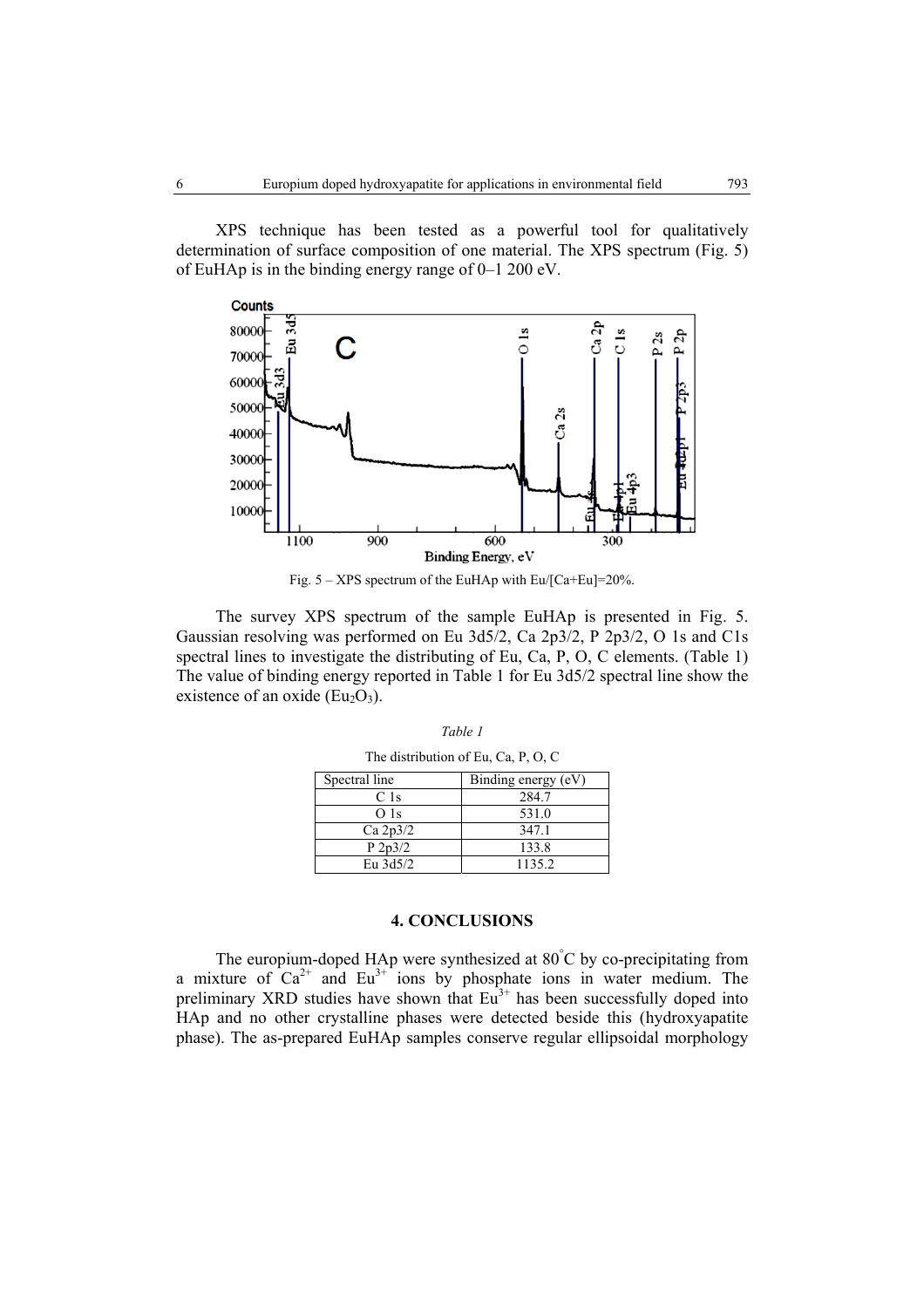XPS technique has been tested as a powerful tool for qualitatively determination of surface composition of one material. The XPS spectrum (Fig. 5) of EuHAp is in the binding energy range of 0–1 200 eV.

Fig. 5 – XPS spectrum of the EuHAp with Eu/[Ca+Eu]=20%.

The survey XPS spectrum of the sample EuHAp is presented in Fig. 5. Gaussian resolving was performed on Eu 3d5/2, Ca 2p3/2, P 2p3/2, O 1s and C1s spectral lines to investigate the distributing of Eu, Ca, P, O, C elements. (Table 1) The value of binding energy reported in Table 1 for Eu 3d5/2 spectral line show the existence of an oxide ($Eu_2O_3$).

*Table 1*

The distribution of Eu, Ca, P, O, C

| Spectral line | Binding energy (eV) |
|---|---|
| C 1s | 284.7 |
| O 1s | 531.0 |
| Ca 2p3/2 | 347.1 |
| P 2p3/2 | 133.8 |
| Eu 3d5/2 | 1135.2 |

## 4. CONCLUSIONS

The europium-doped HAp were synthesized at 80°C by co-precipitating from a mixture of $Ca^{2+}$ and $Eu^{3+}$ ions by phosphate ions in water medium. The preliminary XRD studies have shown that $Eu^{3+}$ has been successfully doped into HAp and no other crystalline phases were detected beside this (hydroxyapatite phase). The as-prepared EuHAp samples conserve regular ellipsoidal morphology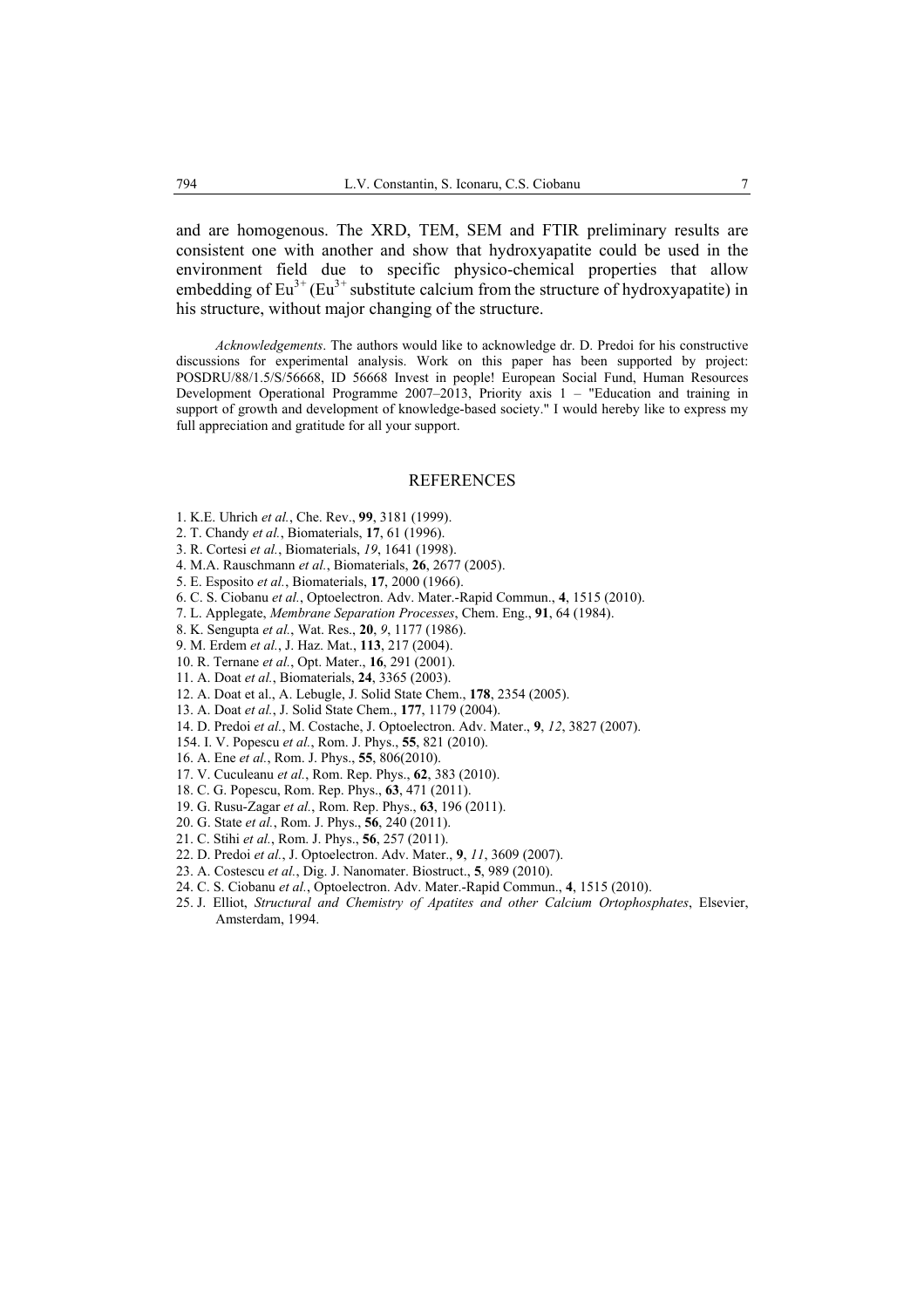and are homogenous. The XRD, TEM, SEM and FTIR preliminary results are consistent one with another and show that hydroxyapatite could be used in the environment field due to specific physico-chemical properties that allow embedding of $Eu^{3+}$ ($Eu^{3+}$ substitute calcium from the structure of hydroxyapatite) in his structure, without major changing of the structure.

*Acknowledgements*. The authors would like to acknowledge dr. D. Predoi for his constructive discussions for experimental analysis. Work on this paper has been supported by project: POSDRU/88/1.5/S/56668, ID 56668 Invest in people! European Social Fund, Human Resources Development Operational Programme 2007–2013, Priority axis 1 – "Education and training in support of growth and development of knowledge-based society." I would hereby like to express my full appreciation and gratitude for all your support.

## REFERENCES

1. K.E. Uhrich *et al.*, Che. Rev., **99**, 3181 (1999).
2. T. Chandy *et al.*, Biomaterials, **17**, 61 (1996).
3. R. Cortesi *et al.*, Biomaterials, *19*, 1641 (1998).
4. M.A. Rauschmann *et al.*, Biomaterials, **26**, 2677 (2005).
5. E. Esposito *et al.*, Biomaterials, **17**, 2000 (1966).
6. C. S. Ciobanu *et al.*, Optoelectron. Adv. Mater.-Rapid Commun., **4**, 1515 (2010).
7. L. Applegate, *Membrane Separation Processes*, Chem. Eng., **91**, 64 (1984).
8. K. Sengupta *et al.*, Wat. Res., **20**, *9*, 1177 (1986).
9. M. Erdem *et al.*, J. Haz. Mat., **113**, 217 (2004).
10. R. Ternane *et al.*, Opt. Mater., **16**, 291 (2001).
11. A. Doat *et al.*, Biomaterials, **24**, 3365 (2003).
12. A. Doat et al., A. Lebugle, J. Solid State Chem., **178**, 2354 (2005).
13. A. Doat *et al.*, J. Solid State Chem., **177**, 1179 (2004).
14. D. Predoi *et al.*, M. Costache, J. Optoelectron. Adv. Mater., **9**, *12*, 3827 (2007).
154. I. V. Popescu *et al.*, Rom. J. Phys., **55**, 821 (2010).
16. A. Ene *et al.*, Rom. J. Phys., **55**, 806(2010).
17. V. Cuculeanu *et al.*, Rom. Rep. Phys., **62**, 383 (2010).
18. C. G. Popescu, Rom. Rep. Phys., **63**, 471 (2011).
19. G. Rusu-Zagar *et al.*, Rom. Rep. Phys., **63**, 196 (2011).
20. G. State *et al.*, Rom. J. Phys., **56**, 240 (2011).
21. C. Stihi *et al.*, Rom. J. Phys., **56**, 257 (2011).
22. D. Predoi *et al.*, J. Optoelectron. Adv. Mater., **9**, *11*, 3609 (2007).
23. A. Costescu *et al.*, Dig. J. Nanomater. Biostruct., **5**, 989 (2010).
24. C. S. Ciobanu *et al.*, Optoelectron. Adv. Mater.-Rapid Commun., **4**, 1515 (2010).
25. J. Elliot, *Structural and Chemistry of Apatites and other Calcium Ortophosphates*, Elsevier, Amsterdam, 1994.